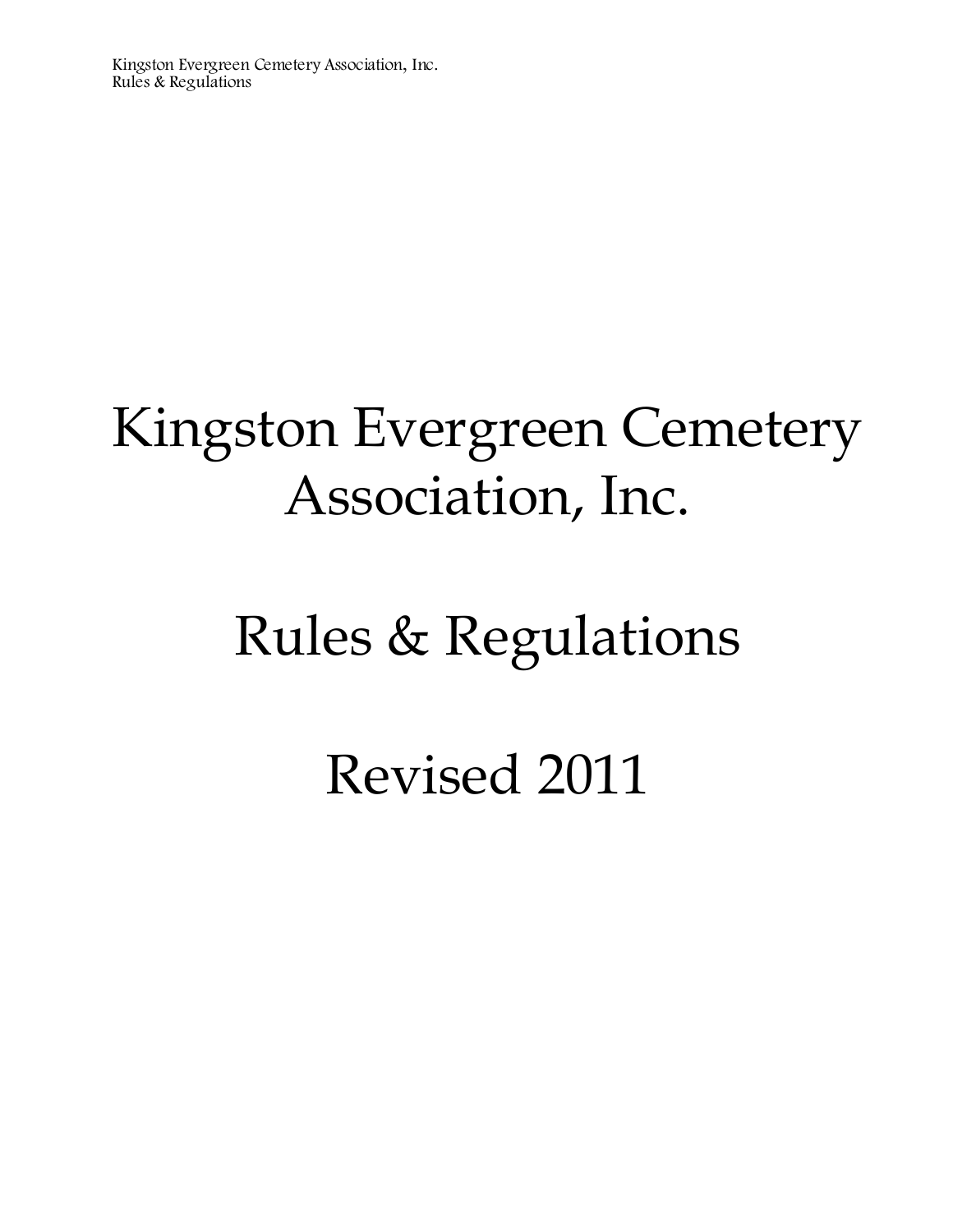# Kingston Evergreen Cemetery Association, Inc.

# Rules & Regulations

# Revised 2011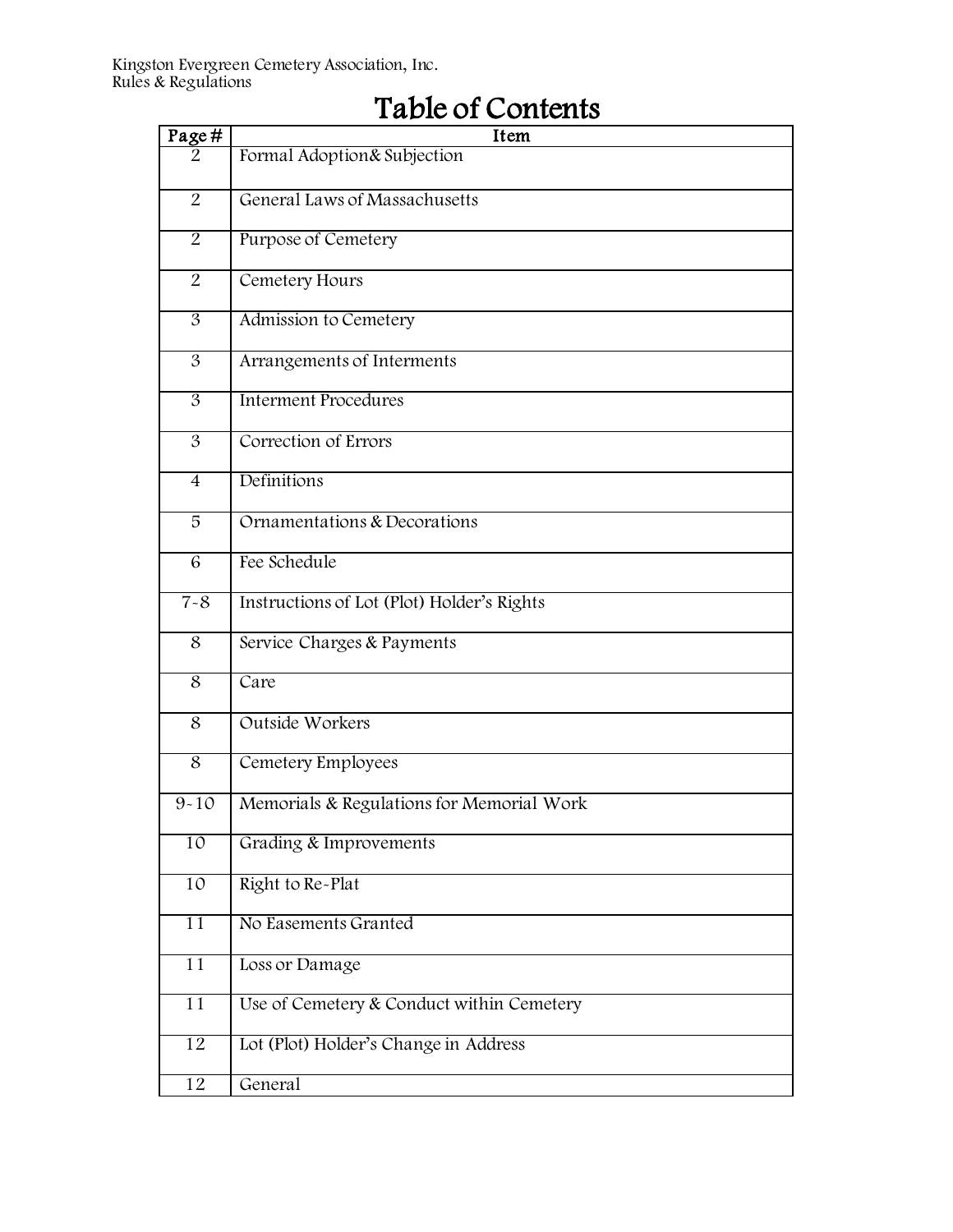# Table of Contents

| Page # | Item |
|---|---|
| 2 | Formal Adoption& Subjection |
| 2 | General Laws of Massachusetts |
| 2 | Purpose of Cemetery |
| 2 | Cemetery Hours |
| 3 | Admission to Cemetery |
| 3 | Arrangements of Interments |
| 3 | Interment Procedures |
| 3 | Correction of Errors |
| 4 | Definitions |
| 5 | Ornamentations & Decorations |
| 6 | Fee Schedule |
| 7-8 | Instructions of Lot (Plot) Holder's Rights |
| 8 | Service Charges & Payments |
| 8 | Care |
| 8 | Outside Workers |
| 8 | Cemetery Employees |
| 9-10 | Memorials & Regulations for Memorial Work |
| 10 | Grading & Improvements |
| 10 | Right to Re-Plat |
| 11 | No Easements Granted |
| 11 | Loss or Damage |
| 11 | Use of Cemetery & Conduct within Cemetery |
| 12 | Lot (Plot) Holder's Change in Address |
| 12 | General |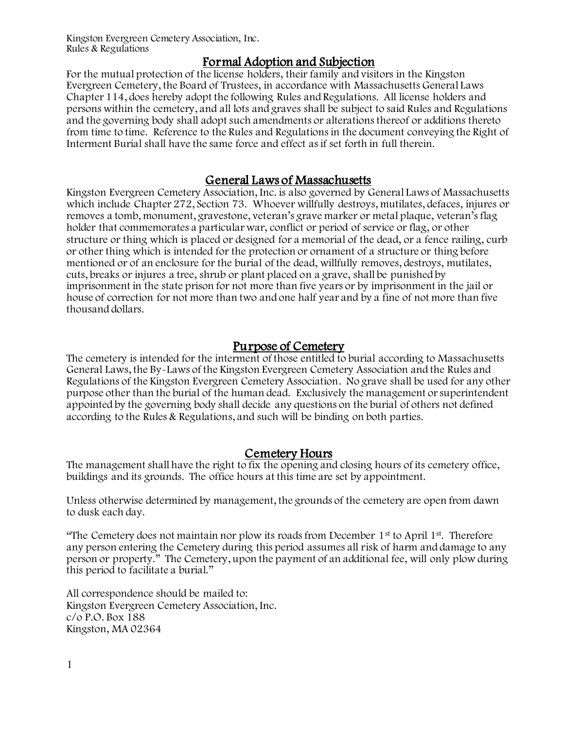## Formal Adoption and Subjection

For the mutual protection of the license holders, their family and visitors in the Kingston Evergreen Cemetery, the Board of Trustees, in accordance with Massachusetts General Laws Chapter 114, does hereby adopt the following Rules and Regulations. All license holders and persons within the cemetery, and all lots and graves shall be subject to said Rules and Regulations and the governing body shall adopt such amendments or alterations thereof or additions thereto from time to time. Reference to the Rules and Regulations in the document conveying the Right of Interment Burial shall have the same force and effect as if set forth in full therein.

## General Laws of Massachusetts

Kingston Evergreen Cemetery Association, Inc. is also governed by General Laws of Massachusetts which include Chapter 272, Section 73. Whoever willfully destroys, mutilates, defaces, injures or removes a tomb, monument, gravestone, veteran's grave marker or metal plaque, veteran's flag holder that commemorates a particular war, conflict or period of service or flag, or other structure or thing which is placed or designed for a memorial of the dead, or a fence railing, curb or other thing which is intended for the protection or ornament of a structure or thing before mentioned or of an enclosure for the burial of the dead, willfully removes, destroys, mutilates, cuts, breaks or injures a tree, shrub or plant placed on a grave, shall be punished by imprisonment in the state prison for not more than five years or by imprisonment in the jail or house of correction for not more than two and one half year and by a fine of not more than five thousand dollars.

## Purpose of Cemetery

The cemetery is intended for the interment of those entitled to burial according to Massachusetts General Laws, the By-Laws of the Kingston Evergreen Cemetery Association and the Rules and Regulations of the Kingston Evergreen Cemetery Association. No grave shall be used for any other purpose other than the burial of the human dead. Exclusively the management or superintendent appointed by the governing body shall decide any questions on the burial of others not defined according to the Rules & Regulations, and such will be binding on both parties.

## Cemetery Hours

The management shall have the right to fix the opening and closing hours of its cemetery office, buildings and its grounds. The office hours at this time are set by appointment.

Unless otherwise determined by management, the grounds of the cemetery are open from dawn to dusk each day.

"The Cemetery does not maintain nor plow its roads from December 1st to April 1st. Therefore any person entering the Cemetery during this period assumes all risk of harm and damage to any person or property." The Cemetery, upon the payment of an additional fee, will only plow during this period to facilitate a burial."

All correspondence should be mailed to:
Kingston Evergreen Cemetery Association, Inc.
c/o P.O. Box 188
Kingston, MA 02364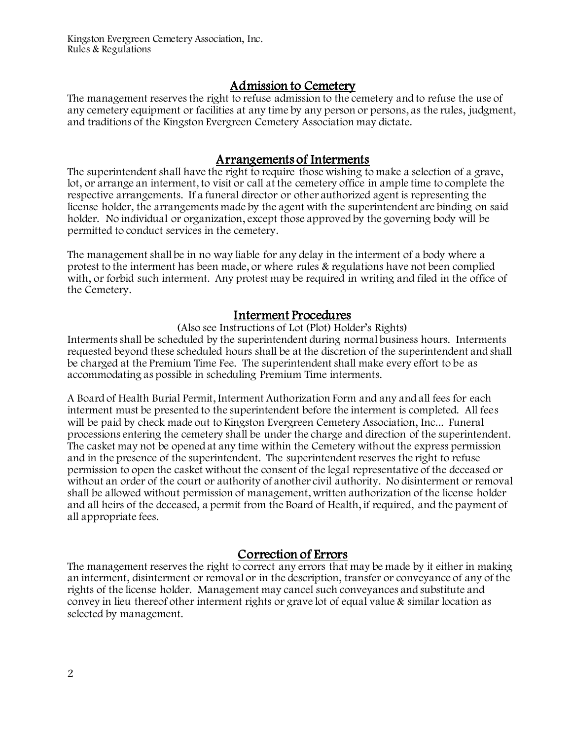## Admission to Cemetery

The management reserves the right to refuse admission to the cemetery and to refuse the use of any cemetery equipment or facilities at any time by any person or persons, as the rules, judgment, and traditions of the Kingston Evergreen Cemetery Association may dictate.

## Arrangements of Interments

The superintendent shall have the right to require those wishing to make a selection of a grave, lot, or arrange an interment, to visit or call at the cemetery office in ample time to complete the respective arrangements. If a funeral director or other authorized agent is representing the license holder, the arrangements made by the agent with the superintendent are binding on said holder. No individual or organization, except those approved by the governing body will be permitted to conduct services in the cemetery.

The management shall be in no way liable for any delay in the interment of a body where a protest to the interment has been made, or where rules & regulations have not been complied with, or forbid such interment. Any protest may be required in writing and filed in the office of the Cemetery.

## Interment Procedures

(Also see Instructions of Lot (Plot) Holder's Rights)

Interments shall be scheduled by the superintendent during normal business hours. Interments requested beyond these scheduled hours shall be at the discretion of the superintendent and shall be charged at the Premium Time Fee. The superintendent shall make every effort to be as accommodating as possible in scheduling Premium Time interments.

A Board of Health Burial Permit, Interment Authorization Form and any and all fees for each interment must be presented to the superintendent before the interment is completed. All fees will be paid by check made out to Kingston Evergreen Cemetery Association, Inc... Funeral processions entering the cemetery shall be under the charge and direction of the superintendent. The casket may not be opened at any time within the Cemetery without the express permission and in the presence of the superintendent. The superintendent reserves the right to refuse permission to open the casket without the consent of the legal representative of the deceased or without an order of the court or authority of another civil authority. No disinterment or removal shall be allowed without permission of management, written authorization of the license holder and all heirs of the deceased, a permit from the Board of Health, if required, and the payment of all appropriate fees.

## Correction of Errors

The management reserves the right to correct any errors that may be made by it either in making an interment, disinterment or removal or in the description, transfer or conveyance of any of the rights of the license holder. Management may cancel such conveyances and substitute and convey in lieu thereof other interment rights or grave lot of equal value & similar location as selected by management.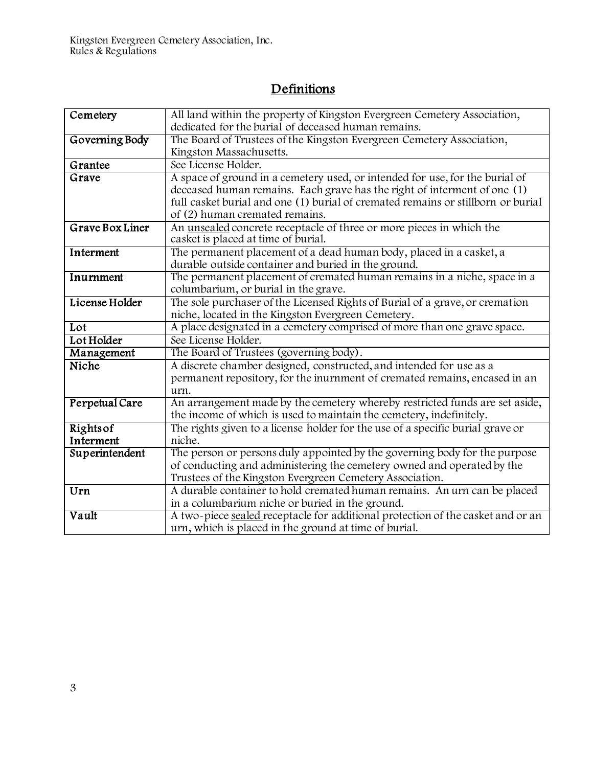## Definitions

| Cemetery | All land within the property of Kingston Evergreen Cemetery Association, dedicated for the burial of deceased human remains. |
|---|---|
| Governing Body | The Board of Trustees of the Kingston Evergreen Cemetery Association, Kingston Massachusetts. |
| Grantee | See License Holder. |
| Grave | A space of ground in a cemetery used, or intended for use, for the burial of deceased human remains. Each grave has the right of interment of one (1) full casket burial and one (1) burial of cremated remains or stillborn or burial of (2) human cremated remains. |
| Grave Box Liner | An <u>unsealed</u> concrete receptacle of three or more pieces in which the casket is placed at time of burial. |
| Interment | The permanent placement of a dead human body, placed in a casket, a durable outside container and buried in the ground. |
| Inurnment | The permanent placement of cremated human remains in a niche, space in a columbarium, or burial in the grave. |
| License Holder | The sole purchaser of the Licensed Rights of Burial of a grave, or cremation niche, located in the Kingston Evergreen Cemetery. |
| Lot | A place designated in a cemetery comprised of more than one grave space. |
| Lot Holder | See License Holder. |
| Management | The Board of Trustees (governing body). |
| Niche | A discrete chamber designed, constructed, and intended for use as a permanent repository, for the inurnment of cremated remains, encased in an urn. |
| Perpetual Care | An arrangement made by the cemetery whereby restricted funds are set aside, the income of which is used to maintain the cemetery, indefinitely. |
| Rights of Interment | The rights given to a license holder for the use of a specific burial grave or niche. |
| Superintendent | The person or persons duly appointed by the governing body for the purpose of conducting and administering the cemetery owned and operated by the Trustees of the Kingston Evergreen Cemetery Association. |
| Urn | A durable container to hold cremated human remains. An urn can be placed in a columbarium niche or buried in the ground. |
| Vault | A two-piece <u>sealed</u> receptacle for additional protection of the casket and or an urn, which is placed in the ground at time of burial. |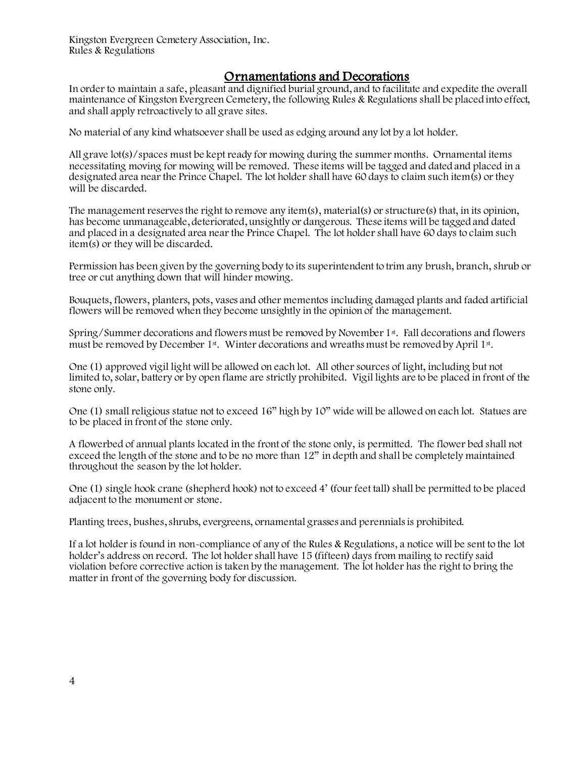## Ornamentations and Decorations

In order to maintain a safe, pleasant and dignified burial ground, and to facilitate and expedite the overall maintenance of Kingston Evergreen Cemetery, the following Rules & Regulations shall be placed into effect, and shall apply retroactively to all grave sites.

No material of any kind whatsoever shall be used as edging around any lot by a lot holder.

All grave lot(s)/spaces must be kept ready for mowing during the summer months. Ornamental items necessitating moving for mowing will be removed. These items will be tagged and dated and placed in a designated area near the Prince Chapel. The lot holder shall have 60 days to claim such item(s) or they will be discarded.

The management reserves the right to remove any item(s), material(s) or structure(s) that, in its opinion, has become unmanageable, deteriorated, unsightly or dangerous. These items will be tagged and dated and placed in a designated area near the Prince Chapel. The lot holder shall have 60 days to claim such item(s) or they will be discarded.

Permission has been given by the governing body to its superintendent to trim any brush, branch, shrub or tree or cut anything down that will hinder mowing.

Bouquets, flowers, planters, pots, vases and other mementos including damaged plants and faded artificial flowers will be removed when they become unsightly in the opinion of the management.

Spring/Summer decorations and flowers must be removed by November 1st. Fall decorations and flowers must be removed by December 1st. Winter decorations and wreaths must be removed by April 1st.

One (1) approved vigil light will be allowed on each lot. All other sources of light, including but not limited to, solar, battery or by open flame are strictly prohibited. Vigil lights are to be placed in front of the stone only.

One (1) small religious statue not to exceed 16" high by 10" wide will be allowed on each lot. Statues are to be placed in front of the stone only.

A flowerbed of annual plants located in the front of the stone only, is permitted. The flower bed shall not exceed the length of the stone and to be no more than 12" in depth and shall be completely maintained throughout the season by the lot holder.

One (1) single hook crane (shepherd hook) not to exceed 4' (four feet tall) shall be permitted to be placed adjacent to the monument or stone.

Planting trees, bushes, shrubs, evergreens, ornamental grasses and perennials is prohibited.

If a lot holder is found in non-compliance of any of the Rules & Regulations, a notice will be sent to the lot holder's address on record. The lot holder shall have 15 (fifteen) days from mailing to rectify said violation before corrective action is taken by the management. The lot holder has the right to bring the matter in front of the governing body for discussion.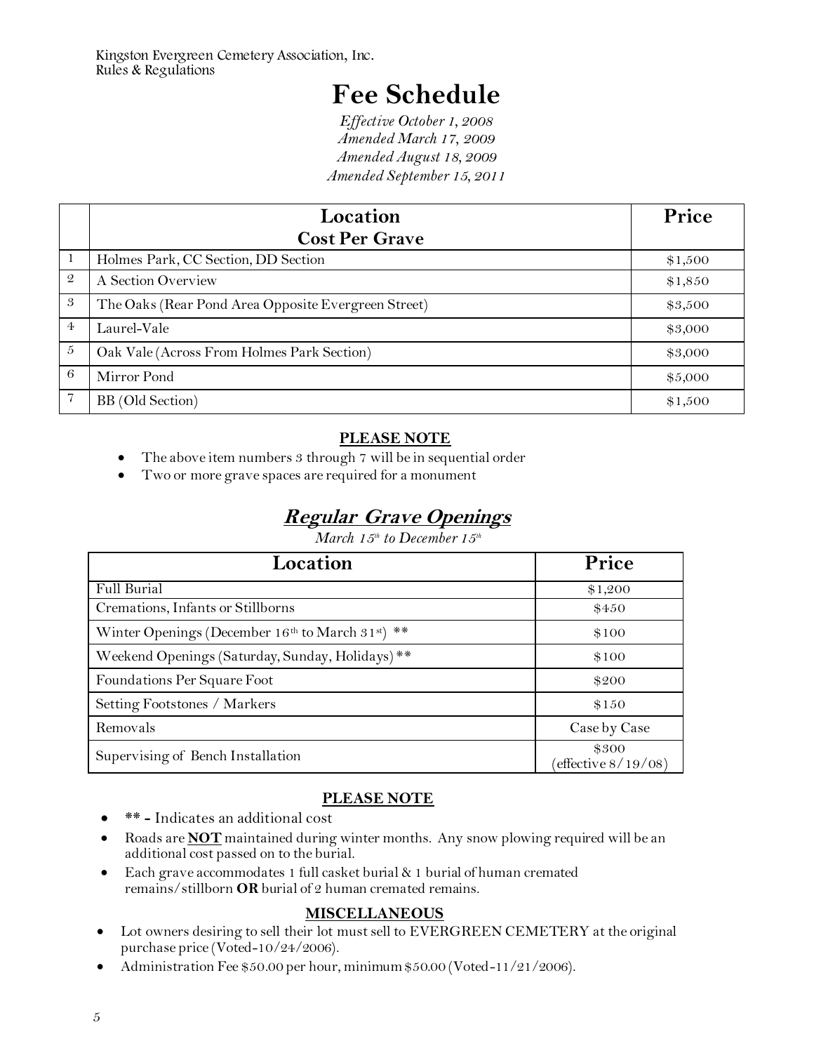Kingston Evergreen Cemetery Association, Inc.
Rules & Regulations

# Fee Schedule

*Effective October 1, 2008*
*Amended March 17, 2009*
*Amended August 18, 2009*
*Amended September 15, 2011*

| | Location<br>Cost Per Grave | Price |
|---|---|---|
| 1 | Holmes Park, CC Section, DD Section | $1,500 |
| 2 | A Section Overview | $1,850 |
| 3 | The Oaks (Rear Pond Area Opposite Evergreen Street) | $3,500 |
| 4 | Laurel-Vale | $3,000 |
| 5 | Oak Vale (Across From Holmes Park Section) | $3,000 |
| 6 | Mirror Pond | $5,000 |
| 7 | BB (Old Section) | $1,500 |

**PLEASE NOTE**

- The above item numbers 3 through 7 will be in sequential order
- Two or more grave spaces are required for a monument

## ***Regular Grave Openings***

*March 15th to December 15th*

| Location | Price |
|---|---|
| Full Burial | $1,200 |
| Cremations, Infants or Stillborns | $450 |
| Winter Openings (December 16th to March 31st) ** | $100 |
| Weekend Openings (Saturday, Sunday, Holidays) ** | $100 |
| Foundations Per Square Foot | $200 |
| Setting Footstones / Markers | $150 |
| Removals | Case by Case |
| Supervising of Bench Installation | $300<br>(effective 8/19/08) |

**PLEASE NOTE**

- ** - Indicates an additional cost
- Roads are **NOT** maintained during winter months. Any snow plowing required will be an additional cost passed on to the burial.
- Each grave accommodates 1 full casket burial & 1 burial of human cremated remains/stillborn **OR** burial of 2 human cremated remains.

**MISCELLANEOUS**

- Lot owners desiring to sell their lot must sell to EVERGREEN CEMETERY at the original purchase price (Voted-10/24/2006).
- Administration Fee $50.00 per hour, minimum $50.00 (Voted-11/21/2006).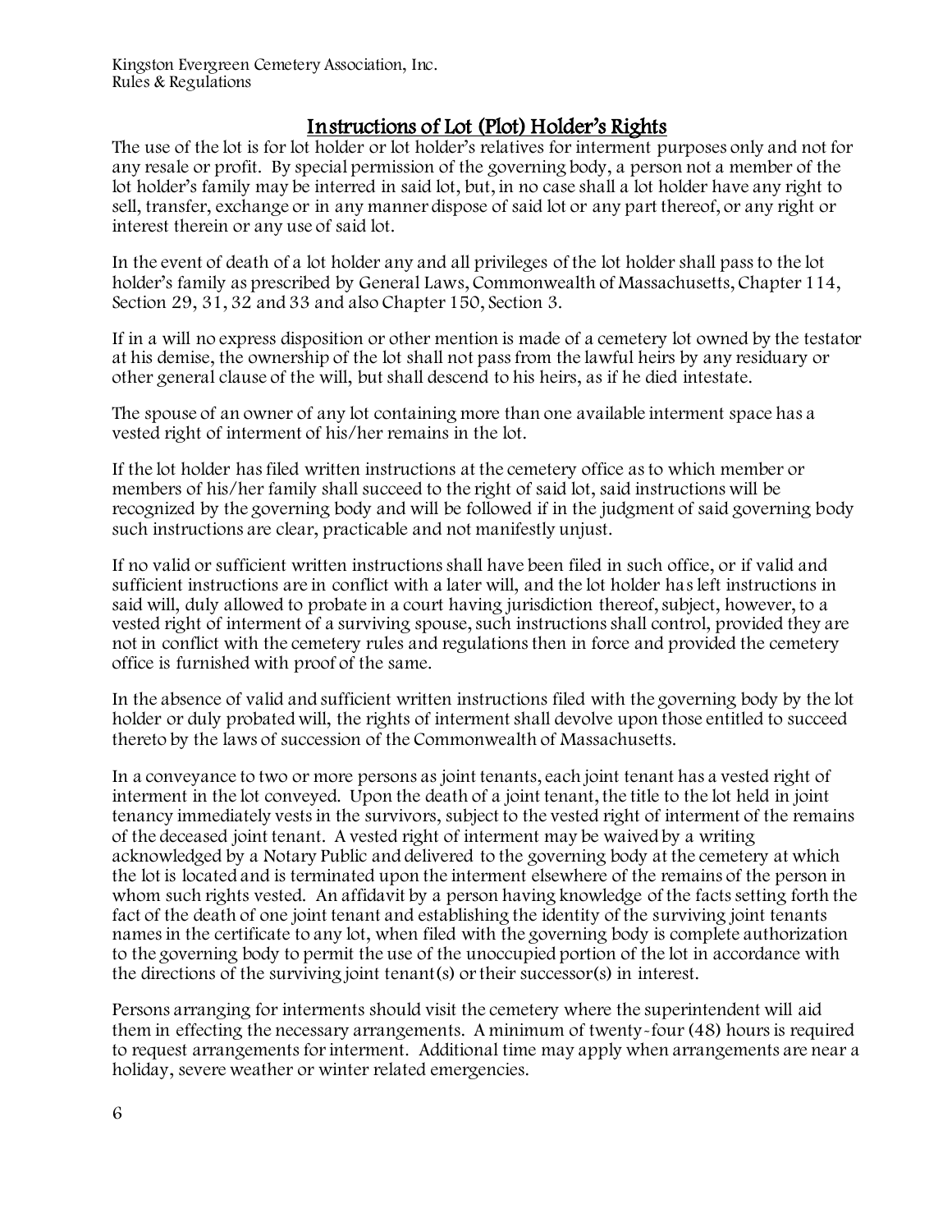## Instructions of Lot (Plot) Holder's Rights

The use of the lot is for lot holder or lot holder's relatives for interment purposes only and not for any resale or profit. By special permission of the governing body, a person not a member of the lot holder's family may be interred in said lot, but, in no case shall a lot holder have any right to sell, transfer, exchange or in any manner dispose of said lot or any part thereof, or any right or interest therein or any use of said lot.

In the event of death of a lot holder any and all privileges of the lot holder shall pass to the lot holder's family as prescribed by General Laws, Commonwealth of Massachusetts, Chapter 114, Section 29, 31, 32 and 33 and also Chapter 150, Section 3.

If in a will no express disposition or other mention is made of a cemetery lot owned by the testator at his demise, the ownership of the lot shall not pass from the lawful heirs by any residuary or other general clause of the will, but shall descend to his heirs, as if he died intestate.

The spouse of an owner of any lot containing more than one available interment space has a vested right of interment of his/her remains in the lot.

If the lot holder has filed written instructions at the cemetery office as to which member or members of his/her family shall succeed to the right of said lot, said instructions will be recognized by the governing body and will be followed if in the judgment of said governing body such instructions are clear, practicable and not manifestly unjust.

If no valid or sufficient written instructions shall have been filed in such office, or if valid and sufficient instructions are in conflict with a later will, and the lot holder has left instructions in said will, duly allowed to probate in a court having jurisdiction thereof, subject, however, to a vested right of interment of a surviving spouse, such instructions shall control, provided they are not in conflict with the cemetery rules and regulations then in force and provided the cemetery office is furnished with proof of the same.

In the absence of valid and sufficient written instructions filed with the governing body by the lot holder or duly probated will, the rights of interment shall devolve upon those entitled to succeed thereto by the laws of succession of the Commonwealth of Massachusetts.

In a conveyance to two or more persons as joint tenants, each joint tenant has a vested right of interment in the lot conveyed. Upon the death of a joint tenant, the title to the lot held in joint tenancy immediately vests in the survivors, subject to the vested right of interment of the remains of the deceased joint tenant. A vested right of interment may be waived by a writing acknowledged by a Notary Public and delivered to the governing body at the cemetery at which the lot is located and is terminated upon the interment elsewhere of the remains of the person in whom such rights vested. An affidavit by a person having knowledge of the facts setting forth the fact of the death of one joint tenant and establishing the identity of the surviving joint tenants names in the certificate to any lot, when filed with the governing body is complete authorization to the governing body to permit the use of the unoccupied portion of the lot in accordance with the directions of the surviving joint tenant(s) or their successor(s) in interest.

Persons arranging for interments should visit the cemetery where the superintendent will aid them in effecting the necessary arrangements. A minimum of twenty-four (48) hours is required to request arrangements for interment. Additional time may apply when arrangements are near a holiday, severe weather or winter related emergencies.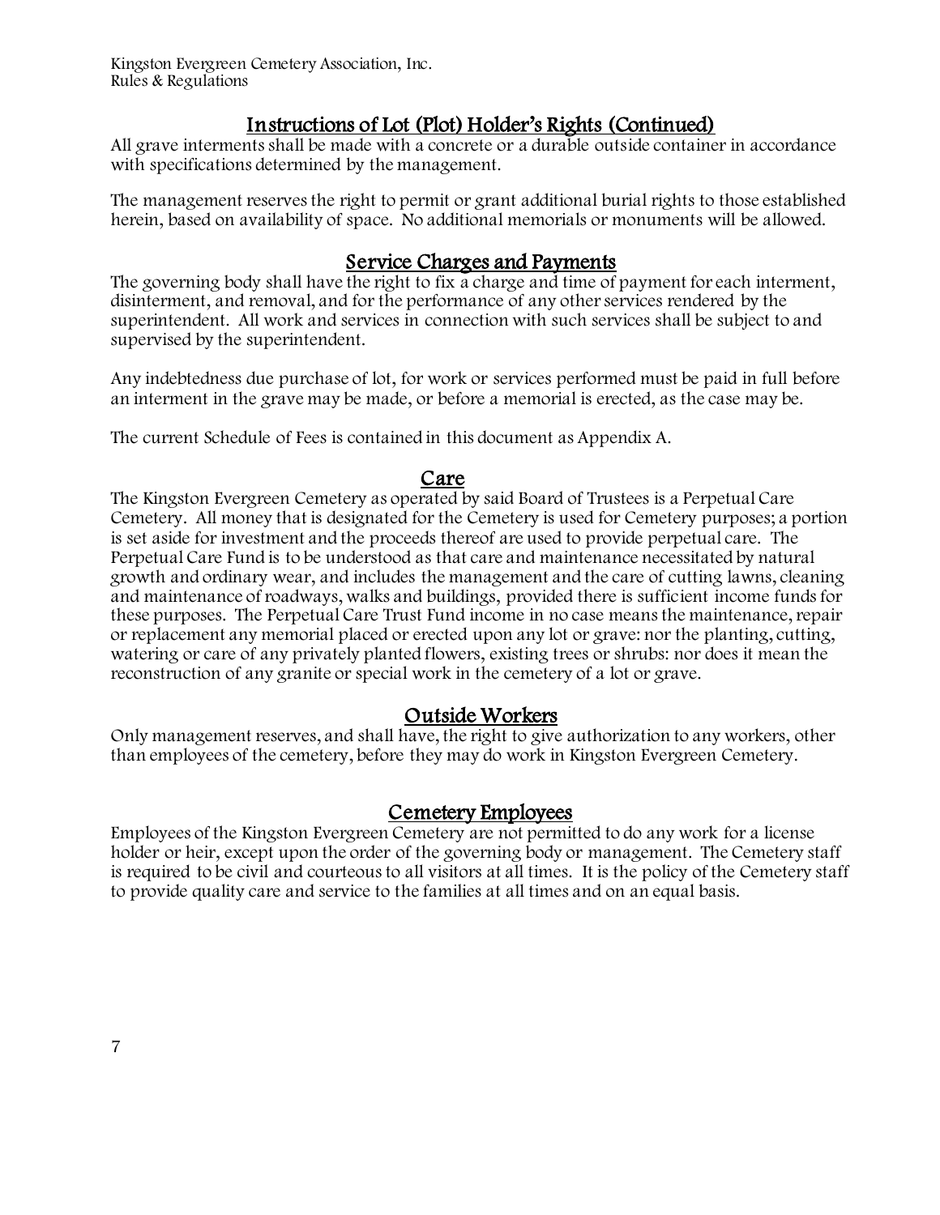## Instructions of Lot (Plot) Holder's Rights (Continued)

All grave interments shall be made with a concrete or a durable outside container in accordance with specifications determined by the management.

The management reserves the right to permit or grant additional burial rights to those established herein, based on availability of space. No additional memorials or monuments will be allowed.

## Service Charges and Payments

The governing body shall have the right to fix a charge and time of payment for each interment, disinterment, and removal, and for the performance of any other services rendered by the superintendent. All work and services in connection with such services shall be subject to and supervised by the superintendent.

Any indebtedness due purchase of lot, for work or services performed must be paid in full before an interment in the grave may be made, or before a memorial is erected, as the case may be.

The current Schedule of Fees is contained in this document as Appendix A.

## Care

The Kingston Evergreen Cemetery as operated by said Board of Trustees is a Perpetual Care Cemetery. All money that is designated for the Cemetery is used for Cemetery purposes; a portion is set aside for investment and the proceeds thereof are used to provide perpetual care. The Perpetual Care Fund is to be understood as that care and maintenance necessitated by natural growth and ordinary wear, and includes the management and the care of cutting lawns, cleaning and maintenance of roadways, walks and buildings, provided there is sufficient income funds for these purposes. The Perpetual Care Trust Fund income in no case means the maintenance, repair or replacement any memorial placed or erected upon any lot or grave: nor the planting, cutting, watering or care of any privately planted flowers, existing trees or shrubs: nor does it mean the reconstruction of any granite or special work in the cemetery of a lot or grave.

## Outside Workers

Only management reserves, and shall have, the right to give authorization to any workers, other than employees of the cemetery, before they may do work in Kingston Evergreen Cemetery.

## Cemetery Employees

Employees of the Kingston Evergreen Cemetery are not permitted to do any work for a license holder or heir, except upon the order of the governing body or management. The Cemetery staff is required to be civil and courteous to all visitors at all times. It is the policy of the Cemetery staff to provide quality care and service to the families at all times and on an equal basis.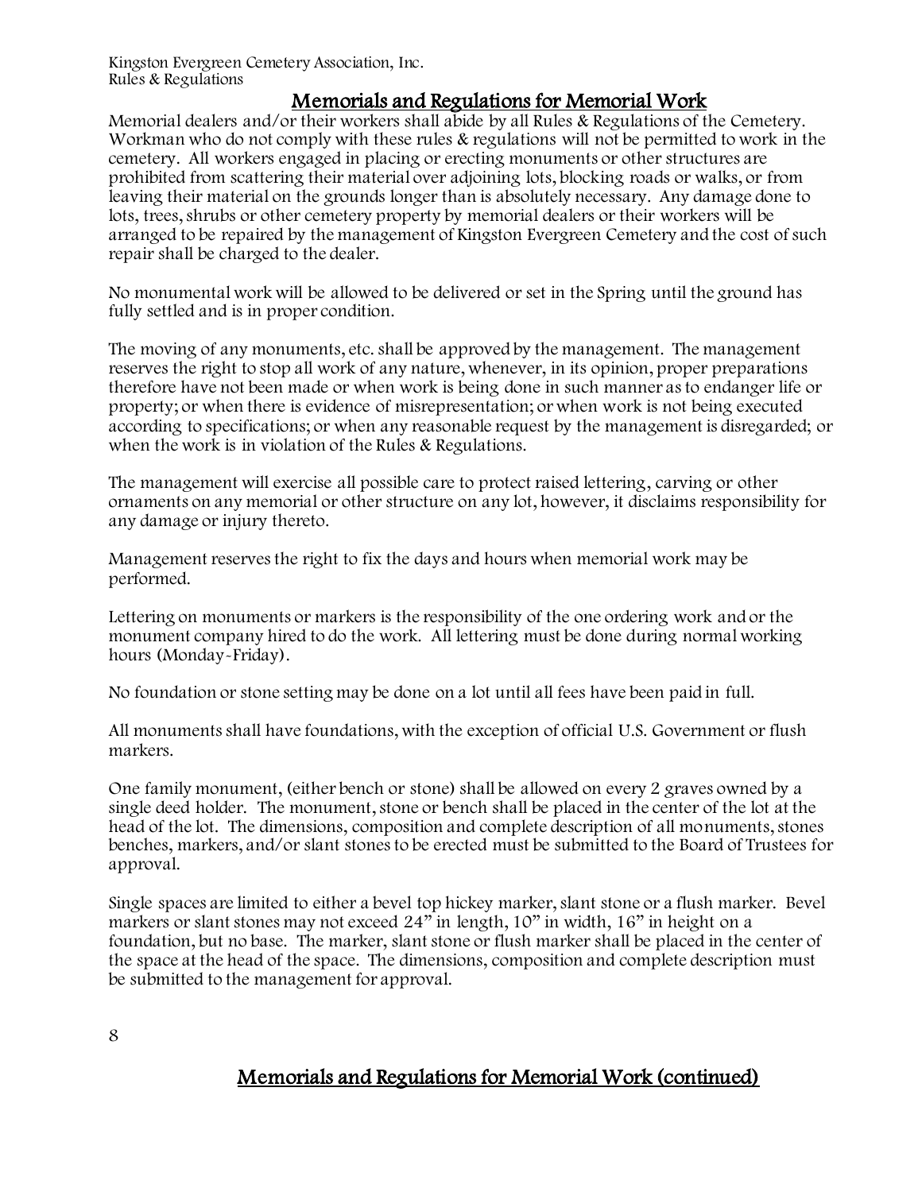## Memorials and Regulations for Memorial Work

Memorial dealers and/or their workers shall abide by all Rules & Regulations of the Cemetery. Workman who do not comply with these rules & regulations will not be permitted to work in the cemetery. All workers engaged in placing or erecting monuments or other structures are prohibited from scattering their material over adjoining lots, blocking roads or walks, or from leaving their material on the grounds longer than is absolutely necessary. Any damage done to lots, trees, shrubs or other cemetery property by memorial dealers or their workers will be arranged to be repaired by the management of Kingston Evergreen Cemetery and the cost of such repair shall be charged to the dealer.

No monumental work will be allowed to be delivered or set in the Spring until the ground has fully settled and is in proper condition.

The moving of any monuments, etc. shall be approved by the management. The management reserves the right to stop all work of any nature, whenever, in its opinion, proper preparations therefore have not been made or when work is being done in such manner as to endanger life or property; or when there is evidence of misrepresentation; or when work is not being executed according to specifications; or when any reasonable request by the management is disregarded; or when the work is in violation of the Rules & Regulations.

The management will exercise all possible care to protect raised lettering, carving or other ornaments on any memorial or other structure on any lot, however, it disclaims responsibility for any damage or injury thereto.

Management reserves the right to fix the days and hours when memorial work may be performed.

Lettering on monuments or markers is the responsibility of the one ordering work and or the monument company hired to do the work. All lettering must be done during normal working hours (Monday-Friday).

No foundation or stone setting may be done on a lot until all fees have been paid in full.

All monuments shall have foundations, with the exception of official U.S. Government or flush markers.

One family monument, (either bench or stone) shall be allowed on every 2 graves owned by a single deed holder. The monument, stone or bench shall be placed in the center of the lot at the head of the lot. The dimensions, composition and complete description of all monuments, stones benches, markers, and/or slant stones to be erected must be submitted to the Board of Trustees for approval.

Single spaces are limited to either a bevel top hickey marker, slant stone or a flush marker. Bevel markers or slant stones may not exceed 24" in length, 10" in width, 16" in height on a foundation, but no base. The marker, slant stone or flush marker shall be placed in the center of the space at the head of the space. The dimensions, composition and complete description must be submitted to the management for approval.

## Memorials and Regulations for Memorial Work (continued)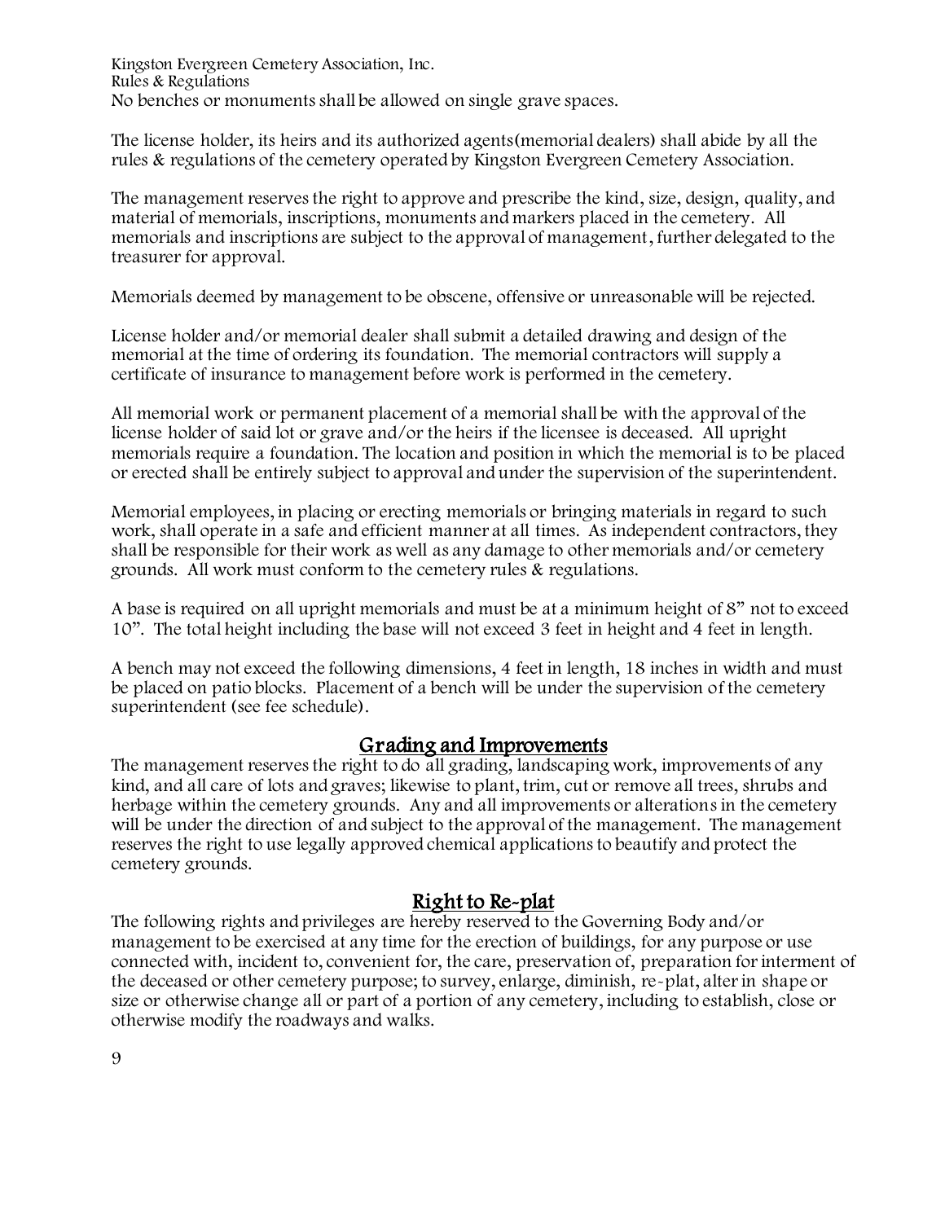No benches or monuments shall be allowed on single grave spaces.

The license holder, its heirs and its authorized agents(memorial dealers) shall abide by all the rules & regulations of the cemetery operated by Kingston Evergreen Cemetery Association.

The management reserves the right to approve and prescribe the kind, size, design, quality, and material of memorials, inscriptions, monuments and markers placed in the cemetery. All memorials and inscriptions are subject to the approval of management, further delegated to the treasurer for approval.

Memorials deemed by management to be obscene, offensive or unreasonable will be rejected.

License holder and/or memorial dealer shall submit a detailed drawing and design of the memorial at the time of ordering its foundation. The memorial contractors will supply a certificate of insurance to management before work is performed in the cemetery.

All memorial work or permanent placement of a memorial shall be with the approval of the license holder of said lot or grave and/or the heirs if the licensee is deceased. All upright memorials require a foundation. The location and position in which the memorial is to be placed or erected shall be entirely subject to approval and under the supervision of the superintendent.

Memorial employees, in placing or erecting memorials or bringing materials in regard to such work, shall operate in a safe and efficient manner at all times. As independent contractors, they shall be responsible for their work as well as any damage to other memorials and/or cemetery grounds. All work must conform to the cemetery rules & regulations.

A base is required on all upright memorials and must be at a minimum height of 8" not to exceed 10". The total height including the base will not exceed 3 feet in height and 4 feet in length.

A bench may not exceed the following dimensions, 4 feet in length, 18 inches in width and must be placed on patio blocks. Placement of a bench will be under the supervision of the cemetery superintendent (see fee schedule).

## Grading and Improvements

The management reserves the right to do all grading, landscaping work, improvements of any kind, and all care of lots and graves; likewise to plant, trim, cut or remove all trees, shrubs and herbage within the cemetery grounds. Any and all improvements or alterations in the cemetery will be under the direction of and subject to the approval of the management. The management reserves the right to use legally approved chemical applications to beautify and protect the cemetery grounds.

## Right to Re-plat

The following rights and privileges are hereby reserved to the Governing Body and/or management to be exercised at any time for the erection of buildings, for any purpose or use connected with, incident to, convenient for, the care, preservation of, preparation for interment of the deceased or other cemetery purpose; to survey, enlarge, diminish, re-plat, alter in shape or size or otherwise change all or part of a portion of any cemetery, including to establish, close or otherwise modify the roadways and walks.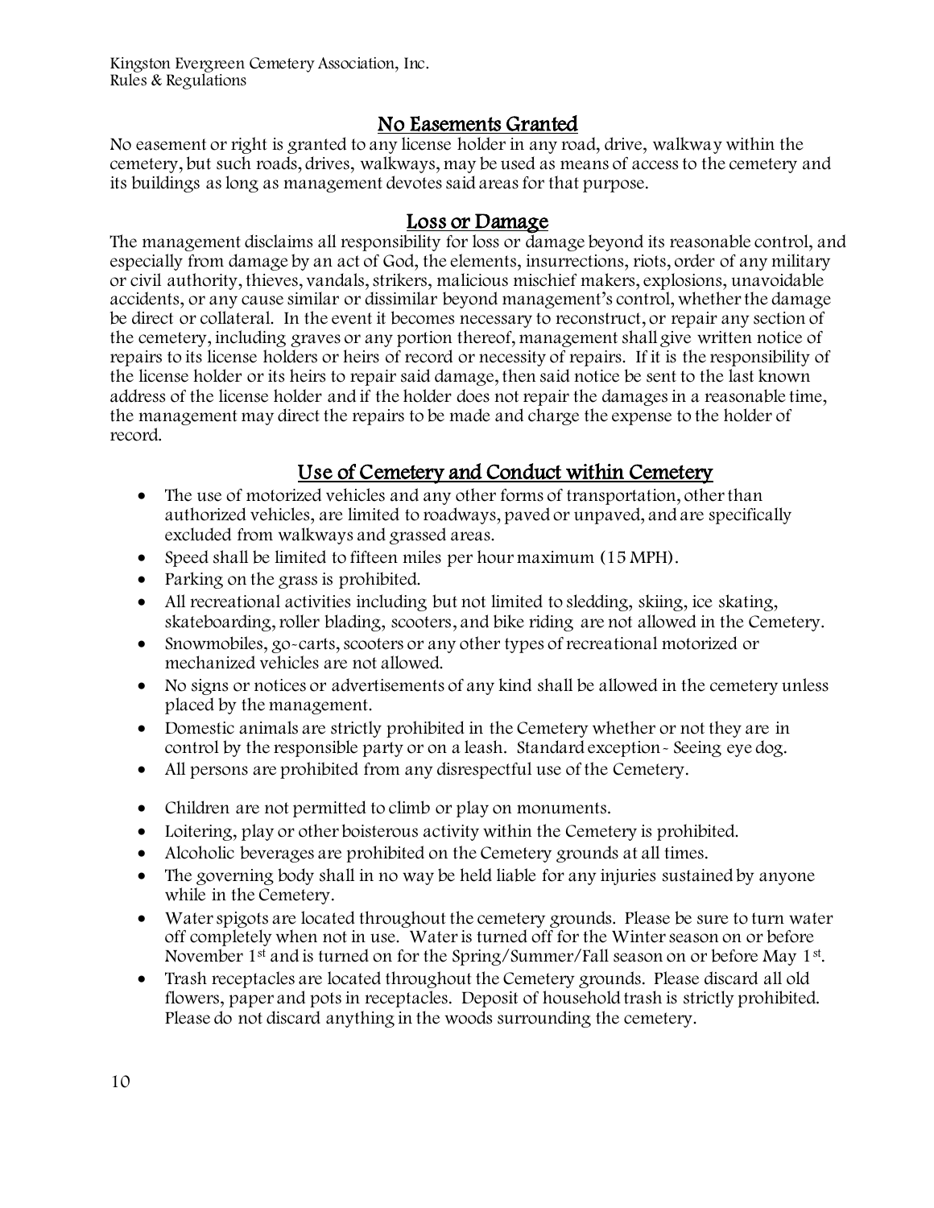## No Easements Granted

No easement or right is granted to any license holder in any road, drive, walkway within the cemetery, but such roads, drives, walkways, may be used as means of access to the cemetery and its buildings as long as management devotes said areas for that purpose.

## Loss or Damage

The management disclaims all responsibility for loss or damage beyond its reasonable control, and especially from damage by an act of God, the elements, insurrections, riots, order of any military or civil authority, thieves, vandals, strikers, malicious mischief makers, explosions, unavoidable accidents, or any cause similar or dissimilar beyond management's control, whether the damage be direct or collateral. In the event it becomes necessary to reconstruct, or repair any section of the cemetery, including graves or any portion thereof, management shall give written notice of repairs to its license holders or heirs of record or necessity of repairs. If it is the responsibility of the license holder or its heirs to repair said damage, then said notice be sent to the last known address of the license holder and if the holder does not repair the damages in a reasonable time, the management may direct the repairs to be made and charge the expense to the holder of record.

## Use of Cemetery and Conduct within Cemetery

- The use of motorized vehicles and any other forms of transportation, other than authorized vehicles, are limited to roadways, paved or unpaved, and are specifically excluded from walkways and grassed areas.
- Speed shall be limited to fifteen miles per hour maximum (15 MPH).
- Parking on the grass is prohibited.
- All recreational activities including but not limited to sledding, skiing, ice skating, skateboarding, roller blading, scooters, and bike riding are not allowed in the Cemetery.
- Snowmobiles, go-carts, scooters or any other types of recreational motorized or mechanized vehicles are not allowed.
- No signs or notices or advertisements of any kind shall be allowed in the cemetery unless placed by the management.
- Domestic animals are strictly prohibited in the Cemetery whether or not they are in control by the responsible party or on a leash. Standard exception - Seeing eye dog.
- All persons are prohibited from any disrespectful use of the Cemetery.
- Children are not permitted to climb or play on monuments.
- Loitering, play or other boisterous activity within the Cemetery is prohibited.
- Alcoholic beverages are prohibited on the Cemetery grounds at all times.
- The governing body shall in no way be held liable for any injuries sustained by anyone while in the Cemetery.
- Water spigots are located throughout the cemetery grounds. Please be sure to turn water off completely when not in use. Water is turned off for the Winter season on or before November 1st and is turned on for the Spring/Summer/Fall season on or before May 1st.
- Trash receptacles are located throughout the Cemetery grounds. Please discard all old flowers, paper and pots in receptacles. Deposit of household trash is strictly prohibited. Please do not discard anything in the woods surrounding the cemetery.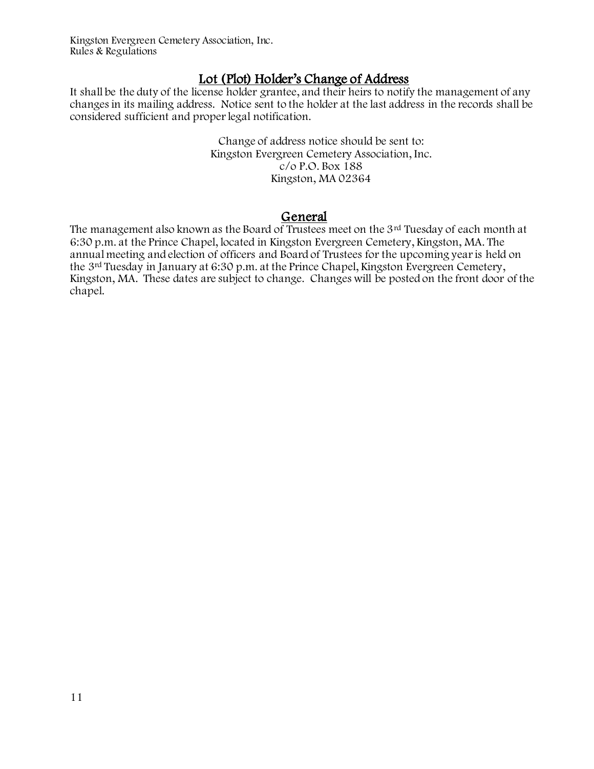## Lot (Plot) Holder's Change of Address

It shall be the duty of the license holder grantee, and their heirs to notify the management of any changes in its mailing address. Notice sent to the holder at the last address in the records shall be considered sufficient and proper legal notification.

Change of address notice should be sent to:
Kingston Evergreen Cemetery Association, Inc.
c/o P.O. Box 188
Kingston, MA 02364

## General

The management also known as the Board of Trustees meet on the 3rd Tuesday of each month at 6:30 p.m. at the Prince Chapel, located in Kingston Evergreen Cemetery, Kingston, MA. The annual meeting and election of officers and Board of Trustees for the upcoming year is held on the 3rd Tuesday in January at 6:30 p.m. at the Prince Chapel, Kingston Evergreen Cemetery, Kingston, MA. These dates are subject to change. Changes will be posted on the front door of the chapel.